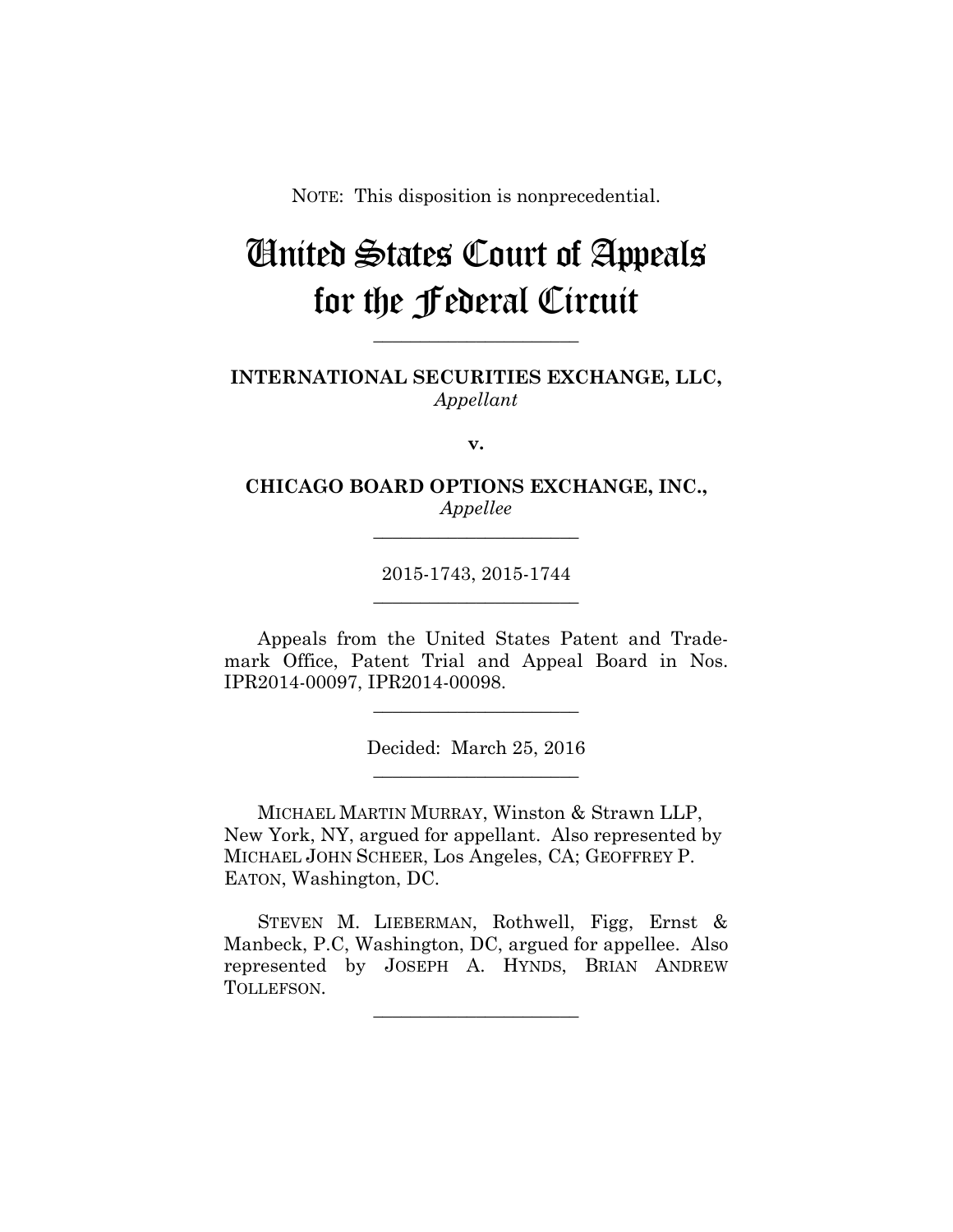NOTE: This disposition is nonprecedential.

# United States Court of Appeals for the Federal Circuit

---

**INTERNATIONAL SECURITIES EXCHANGE, LLC,**
*Appellant*

**v.**

**CHICAGO BOARD OPTIONS EXCHANGE, INC.,**
*Appellee*

---

2015-1743, 2015-1744

---

Appeals from the United States Patent and Trademark Office, Patent Trial and Appeal Board in Nos. IPR2014-00097, IPR2014-00098.

---

Decided: March 25, 2016

---

MICHAEL MARTIN MURRAY, Winston & Strawn LLP, New York, NY, argued for appellant. Also represented by MICHAEL JOHN SCHEER, Los Angeles, CA; GEOFFREY P. EATON, Washington, DC.

STEVEN M. LIEBERMAN, Rothwell, Figg, Ernst & Manbeck, P.C, Washington, DC, argued for appellee. Also represented by JOSEPH A. HYNDS, BRIAN ANDREW TOLLEFSON.

---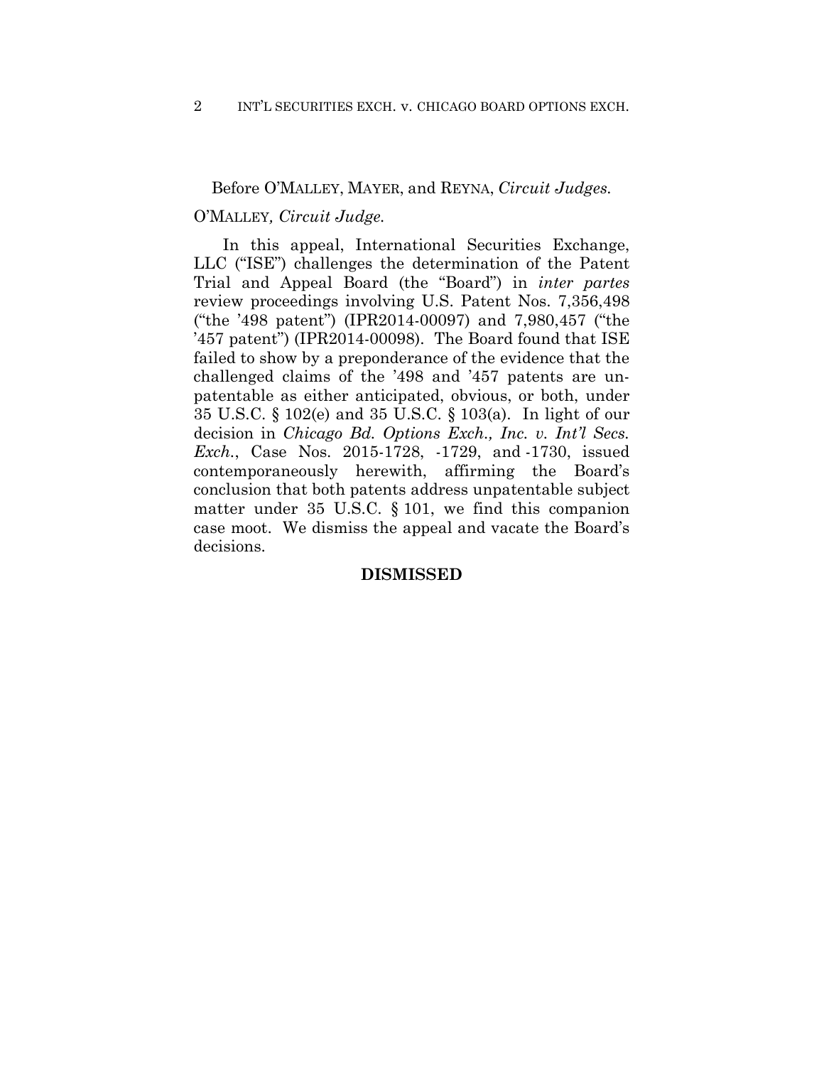Before O'MALLEY, MAYER, and REYNA, *Circuit Judges.*

O'MALLEY*, Circuit Judge.*

In this appeal, International Securities Exchange, LLC ("ISE") challenges the determination of the Patent Trial and Appeal Board (the "Board") in *inter partes* review proceedings involving U.S. Patent Nos. 7,356,498 ("the '498 patent") (IPR2014-00097) and 7,980,457 ("the '457 patent") (IPR2014-00098). The Board found that ISE failed to show by a preponderance of the evidence that the challenged claims of the '498 and '457 patents are unpatentable as either anticipated, obvious, or both, under 35 U.S.C. § 102(e) and 35 U.S.C. § 103(a). In light of our decision in *Chicago Bd. Options Exch., Inc. v. Int'l Secs. Exch.*, Case Nos. 2015-1728, -1729, and -1730, issued contemporaneously herewith, affirming the Board's conclusion that both patents address unpatentable subject matter under 35 U.S.C. § 101, we find this companion case moot. We dismiss the appeal and vacate the Board's decisions.

**DISMISSED**